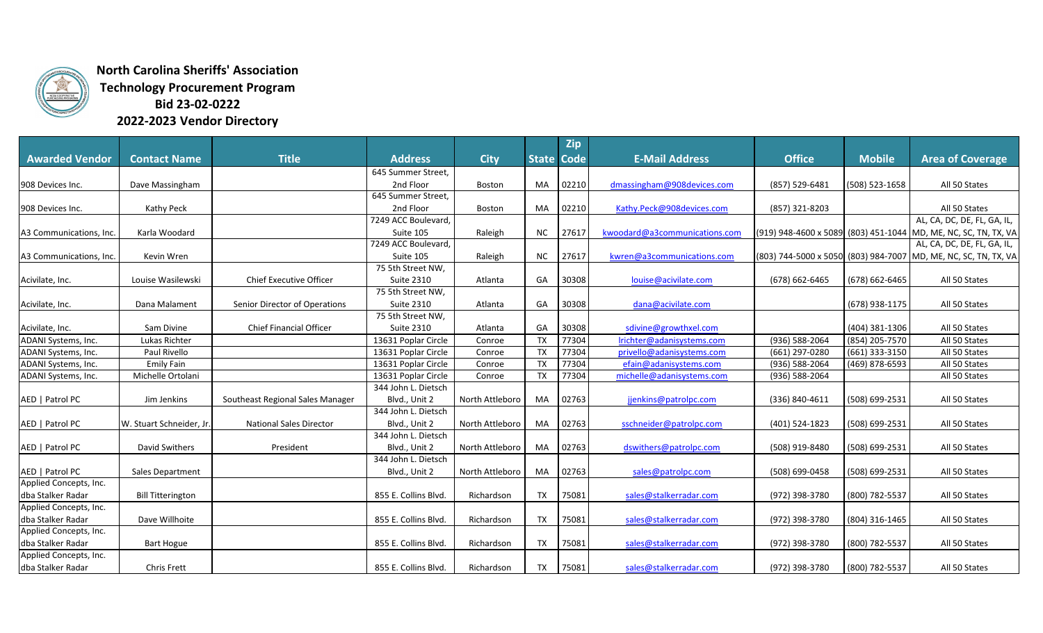**North Carolina Sheriffs' Association**
**Technology Procurement Program**
**Bid 23-02-0222**
**2022-2023 Vendor Directory**

| Awarded Vendor | Contact Name | Title | Address | City | State | Zip Code | E-Mail Address | Office | Mobile | Area of Coverage |
|---|---|---|---|---|---|---|---|---|---|---|
| 908 Devices Inc. | Dave Massingham | | 645 Summer Street, 2nd Floor | Boston | MA | 02210 | dmassingham@908devices.com | (857) 529-6481 | (508) 523-1658 | All 50 States |
| 908 Devices Inc. | Kathy Peck | | 645 Summer Street, 2nd Floor | Boston | MA | 02210 | Kathy.Peck@908devices.com | (857) 321-8203 | | All 50 States |
| A3 Communications, Inc. | Karla Woodard | | 7249 ACC Boulevard, Suite 105 | Raleigh | NC | 27617 | kwoodard@a3communications.com | (919) 948-4600 x 5089 | (803) 451-1044 | AL, CA, DC, DE, FL, GA, IL, MD, ME, NC, SC, TN, TX, VA |
| A3 Communications, Inc. | Kevin Wren | | 7249 ACC Boulevard, Suite 105 | Raleigh | NC | 27617 | kwren@a3communications.com | (803) 744-5000 x 5050 | (803) 984-7007 | AL, CA, DC, DE, FL, GA, IL, MD, ME, NC, SC, TN, TX, VA |
| Acivilate, Inc. | Louise Wasilewski | Chief Executive Officer | 75 5th Street NW, Suite 2310 | Atlanta | GA | 30308 | louise@acivilate.com | (678) 662-6465 | (678) 662-6465 | All 50 States |
| Acivilate, Inc. | Dana Malament | Senior Director of Operations | 75 5th Street NW, Suite 2310 | Atlanta | GA | 30308 | dana@acivilate.com | | (678) 938-1175 | All 50 States |
| Acivilate, Inc. | Sam Divine | Chief Financial Officer | 75 5th Street NW, Suite 2310 | Atlanta | GA | 30308 | sdivine@growthxel.com | | (404) 381-1306 | All 50 States |
| ADANI Systems, Inc. | Lukas Richter | | 13631 Poplar Circle | Conroe | TX | 77304 | lrichter@adanisystems.com | (936) 588-2064 | (854) 205-7570 | All 50 States |
| ADANI Systems, Inc. | Paul Rivello | | 13631 Poplar Circle | Conroe | TX | 77304 | privello@adanisystems.com | (661) 297-0280 | (661) 333-3150 | All 50 States |
| ADANI Systems, Inc. | Emily Fain | | 13631 Poplar Circle | Conroe | TX | 77304 | efain@adanisystems.com | (936) 588-2064 | (469) 878-6593 | All 50 States |
| ADANI Systems, Inc. | Michelle Ortolani | | 13631 Poplar Circle | Conroe | TX | 77304 | michelle@adanisystems.com | (936) 588-2064 | | All 50 States |
| AED \| Patrol PC | Jim Jenkins | Southeast Regional Sales Manager | 344 John L. Dietsch Blvd., Unit 2 | North Attleboro | MA | 02763 | jjenkins@patrolpc.com | (336) 840-4611 | (508) 699-2531 | All 50 States |
| AED \| Patrol PC | W. Stuart Schneider, Jr. | National Sales Director | 344 John L. Dietsch Blvd., Unit 2 | North Attleboro | MA | 02763 | sschneider@patrolpc.com | (401) 524-1823 | (508) 699-2531 | All 50 States |
| AED \| Patrol PC | David Swithers | President | 344 John L. Dietsch Blvd., Unit 2 | North Attleboro | MA | 02763 | dswithers@patrolpc.com | (508) 919-8480 | (508) 699-2531 | All 50 States |
| AED \| Patrol PC | Sales Department | | 344 John L. Dietsch Blvd., Unit 2 | North Attleboro | MA | 02763 | sales@patrolpc.com | (508) 699-0458 | (508) 699-2531 | All 50 States |
| Applied Concepts, Inc. dba Stalker Radar | Bill Titterington | | 855 E. Collins Blvd. | Richardson | TX | 75081 | sales@stalkerradar.com | (972) 398-3780 | (800) 782-5537 | All 50 States |
| Applied Concepts, Inc. dba Stalker Radar | Dave Willhoite | | 855 E. Collins Blvd. | Richardson | TX | 75081 | sales@stalkerradar.com | (972) 398-3780 | (804) 316-1465 | All 50 States |
| Applied Concepts, Inc. dba Stalker Radar | Bart Hogue | | 855 E. Collins Blvd. | Richardson | TX | 75081 | sales@stalkerradar.com | (972) 398-3780 | (800) 782-5537 | All 50 States |
| Applied Concepts, Inc. dba Stalker Radar | Chris Frett | | 855 E. Collins Blvd. | Richardson | TX | 75081 | sales@stalkerradar.com | (972) 398-3780 | (800) 782-5537 | All 50 States |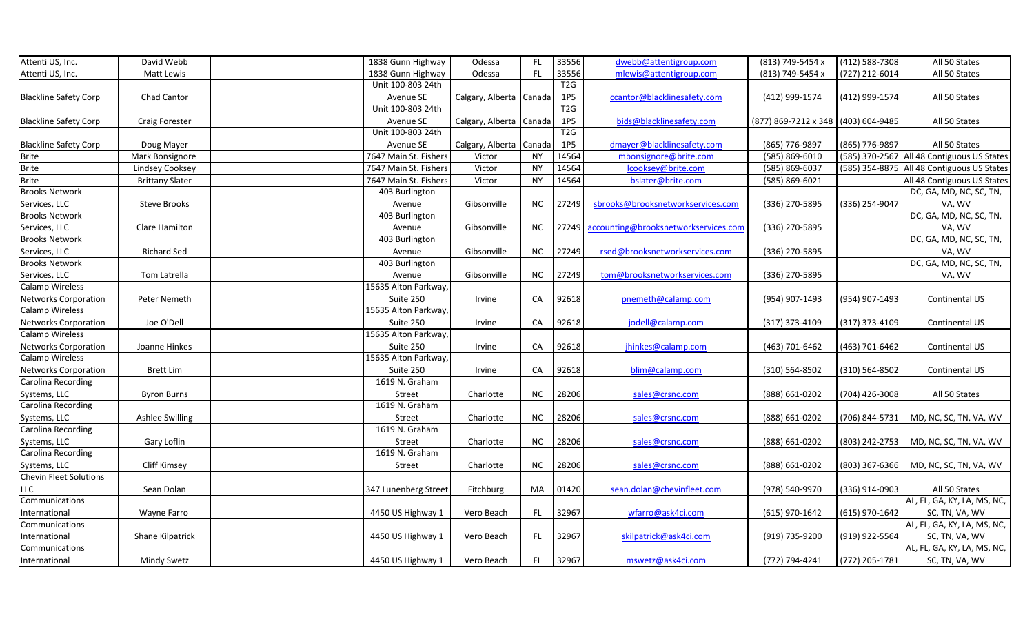| Attenti US, Inc. | David Webb | | 1838 Gunn Highway | Odessa | FL | 33556 | dwebb@attentigroup.com | (813) 749-5454 x | (412) 588-7308 | All 50 States |
|---|---|---|---|---|---|---|---|---|---|---|
| Attenti US, Inc. | Matt Lewis | | 1838 Gunn Highway | Odessa | FL | 33556 | mlewis@attentigroup.com | (813) 749-5454 x | (727) 212-6014 | All 50 States |
| Blackline Safety Corp | Chad Cantor | | Unit 100-803 24th Avenue SE | Calgary, Alberta | Canada | T2G 1P5 | ccantor@blacklinesafety.com | (412) 999-1574 | (412) 999-1574 | All 50 States |
| Blackline Safety Corp | Craig Forester | | Unit 100-803 24th Avenue SE | Calgary, Alberta | Canada | T2G 1P5 | bids@blacklinesafety.com | (877) 869-7212 x 348 | (403) 604-9485 | All 50 States |
| Blackline Safety Corp | Doug Mayer | | Unit 100-803 24th Avenue SE | Calgary, Alberta | Canada | T2G 1P5 | dmayer@blacklinesafety.com | (865) 776-9897 | (865) 776-9897 | All 50 States |
| Brite | Mark Bonsignore | | 7647 Main St. Fishers | Victor | NY | 14564 | mbonsignore@brite.com | (585) 869-6010 | (585) 370-2567 | All 48 Contiguous US States |
| Brite | Lindsey Cooksey | | 7647 Main St. Fishers | Victor | NY | 14564 | lcooksey@brite.com | (585) 869-6037 | (585) 354-8875 | All 48 Contiguous US States |
| Brite | Brittany Slater | | 7647 Main St. Fishers | Victor | NY | 14564 | bslater@brite.com | (585) 869-6021 | | All 48 Contiguous US States |
| Brooks Network Services, LLC | Steve Brooks | | 403 Burlington Avenue | Gibsonville | NC | 27249 | sbrooks@brooksnetworkservices.com | (336) 270-5895 | (336) 254-9047 | DC, GA, MD, NC, SC, TN, VA, WV |
| Brooks Network Services, LLC | Clare Hamilton | | 403 Burlington Avenue | Gibsonville | NC | 27249 | accounting@brooksnetworkservices.com | (336) 270-5895 | | DC, GA, MD, NC, SC, TN, VA, WV |
| Brooks Network Services, LLC | Richard Sed | | 403 Burlington Avenue | Gibsonville | NC | 27249 | rsed@brooksnetworkservices.com | (336) 270-5895 | | DC, GA, MD, NC, SC, TN, VA, WV |
| Brooks Network Services, LLC | Tom Latrella | | 403 Burlington Avenue | Gibsonville | NC | 27249 | tom@brooksnetworkservices.com | (336) 270-5895 | | DC, GA, MD, NC, SC, TN, VA, WV |
| Calamp Wireless Networks Corporation | Peter Nemeth | | 15635 Alton Parkway, Suite 250 | Irvine | CA | 92618 | pnemeth@calamp.com | (954) 907-1493 | (954) 907-1493 | Continental US |
| Calamp Wireless Networks Corporation | Joe O'Dell | | 15635 Alton Parkway, Suite 250 | Irvine | CA | 92618 | jodell@calamp.com | (317) 373-4109 | (317) 373-4109 | Continental US |
| Calamp Wireless Networks Corporation | Joanne Hinkes | | 15635 Alton Parkway, Suite 250 | Irvine | CA | 92618 | jhinkes@calamp.com | (463) 701-6462 | (463) 701-6462 | Continental US |
| Calamp Wireless Networks Corporation | Brett Lim | | 15635 Alton Parkway, Suite 250 | Irvine | CA | 92618 | blim@calamp.com | (310) 564-8502 | (310) 564-8502 | Continental US |
| Carolina Recording Systems, LLC | Byron Burns | | 1619 N. Graham Street | Charlotte | NC | 28206 | sales@crsnc.com | (888) 661-0202 | (704) 426-3008 | All 50 States |
| Carolina Recording Systems, LLC | Ashlee Swilling | | 1619 N. Graham Street | Charlotte | NC | 28206 | sales@crsnc.com | (888) 661-0202 | (706) 844-5731 | MD, NC, SC, TN, VA, WV |
| Carolina Recording Systems, LLC | Gary Loflin | | 1619 N. Graham Street | Charlotte | NC | 28206 | sales@crsnc.com | (888) 661-0202 | (803) 242-2753 | MD, NC, SC, TN, VA, WV |
| Carolina Recording Systems, LLC | Cliff Kimsey | | 1619 N. Graham Street | Charlotte | NC | 28206 | sales@crsnc.com | (888) 661-0202 | (803) 367-6366 | MD, NC, SC, TN, VA, WV |
| Chevin Fleet Solutions LLC | Sean Dolan | | 347 Lunenberg Street | Fitchburg | MA | 01420 | sean.dolan@chevinfleet.com | (978) 540-9970 | (336) 914-0903 | All 50 States |
| Communications International | Wayne Farro | | 4450 US Highway 1 | Vero Beach | FL | 32967 | wfarro@ask4ci.com | (615) 970-1642 | (615) 970-1642 | AL, FL, GA, KY, LA, MS, NC, SC, TN, VA, WV |
| Communications International | Shane Kilpatrick | | 4450 US Highway 1 | Vero Beach | FL | 32967 | skilpatrick@ask4ci.com | (919) 735-9200 | (919) 922-5564 | AL, FL, GA, KY, LA, MS, NC, SC, TN, VA, WV |
| Communications International | Mindy Swetz | | 4450 US Highway 1 | Vero Beach | FL | 32967 | mswetz@ask4ci.com | (772) 794-4241 | (772) 205-1781 | AL, FL, GA, KY, LA, MS, NC, SC, TN, VA, WV |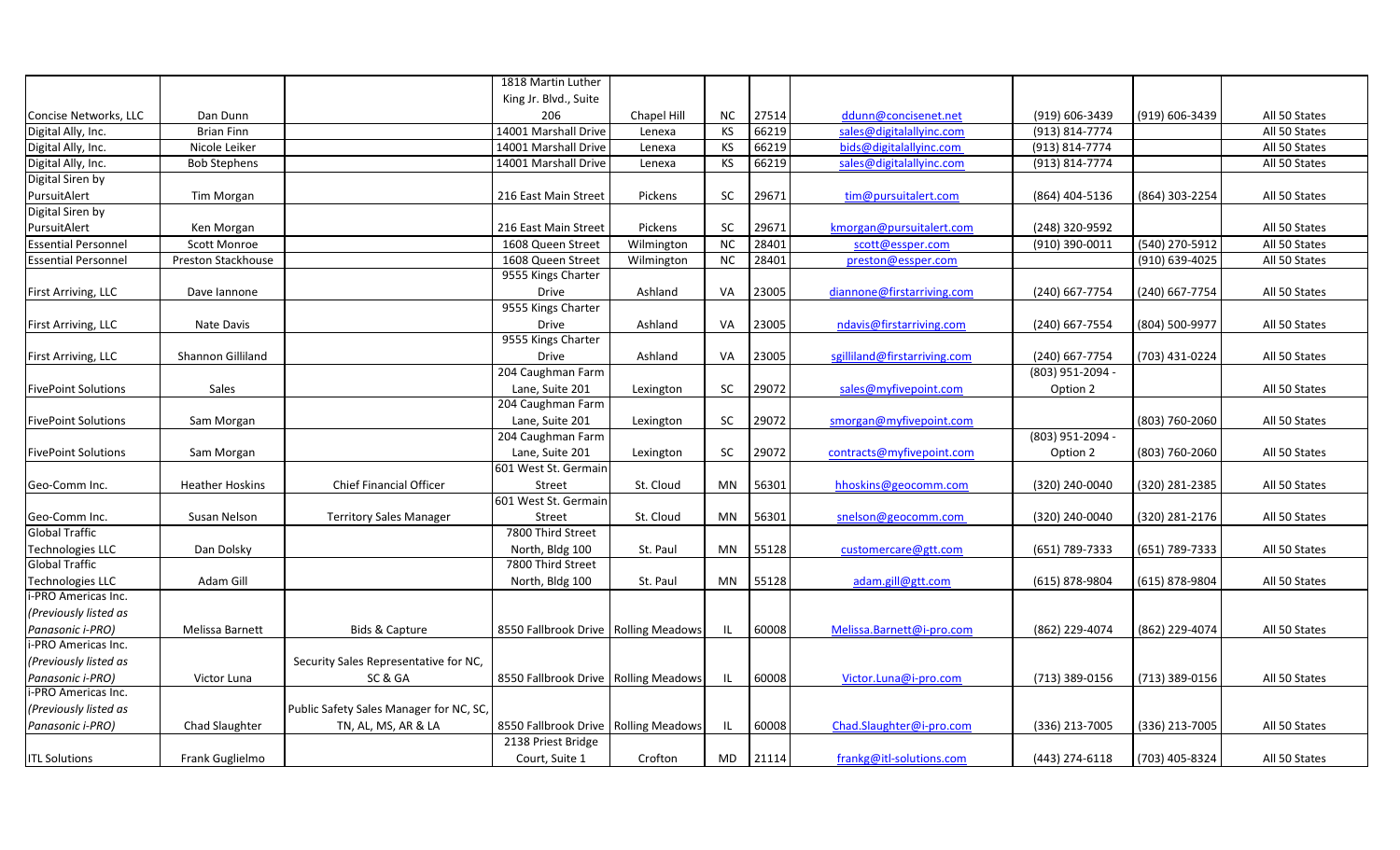| | | | | | | | | | | |
|---|---|---|---|---|---|---|---|---|---|---|
| Concise Networks, LLC | Dan Dunn | | 1818 Martin Luther King Jr. Blvd., Suite 206 | Chapel Hill | NC | 27514 | ddunn@concisenet.net | (919) 606-3439 | (919) 606-3439 | All 50 States |
| Digital Ally, Inc. | Brian Finn | | 14001 Marshall Drive | Lenexa | KS | 66219 | sales@digitalallyinc.com | (913) 814-7774 | | All 50 States |
| Digital Ally, Inc. | Nicole Leiker | | 14001 Marshall Drive | Lenexa | KS | 66219 | bids@digitalallyinc.com | (913) 814-7774 | | All 50 States |
| Digital Ally, Inc. | Bob Stephens | | 14001 Marshall Drive | Lenexa | KS | 66219 | sales@digitalallyinc.com | (913) 814-7774 | | All 50 States |
| Digital Siren by PursuitAlert | Tim Morgan | | 216 East Main Street | Pickens | SC | 29671 | tim@pursuitalert.com | (864) 404-5136 | (864) 303-2254 | All 50 States |
| Digital Siren by PursuitAlert | Ken Morgan | | 216 East Main Street | Pickens | SC | 29671 | kmorgan@pursuitalert.com | (248) 320-9592 | | All 50 States |
| Essential Personnel | Scott Monroe | | 1608 Queen Street | Wilmington | NC | 28401 | scott@essper.com | (910) 390-0011 | (540) 270-5912 | All 50 States |
| Essential Personnel | Preston Stackhouse | | 1608 Queen Street | Wilmington | NC | 28401 | preston@essper.com | | (910) 639-4025 | All 50 States |
| First Arriving, LLC | Dave Iannone | | 9555 Kings Charter Drive | Ashland | VA | 23005 | diannone@firstarriving.com | (240) 667-7754 | (240) 667-7754 | All 50 States |
| First Arriving, LLC | Nate Davis | | 9555 Kings Charter Drive | Ashland | VA | 23005 | ndavis@firstarriving.com | (240) 667-7554 | (804) 500-9977 | All 50 States |
| First Arriving, LLC | Shannon Gilliland | | 9555 Kings Charter Drive | Ashland | VA | 23005 | sgilliland@firstarriving.com | (240) 667-7754 | (703) 431-0224 | All 50 States |
| FivePoint Solutions | Sales | | 204 Caughman Farm Lane, Suite 201 | Lexington | SC | 29072 | sales@myfivepoint.com | (803) 951-2094 - Option 2 | | All 50 States |
| FivePoint Solutions | Sam Morgan | | 204 Caughman Farm Lane, Suite 201 | Lexington | SC | 29072 | smorgan@myfivepoint.com | | (803) 760-2060 | All 50 States |
| FivePoint Solutions | Sam Morgan | | 204 Caughman Farm Lane, Suite 201 | Lexington | SC | 29072 | contracts@myfivepoint.com | (803) 951-2094 - Option 2 | (803) 760-2060 | All 50 States |
| Geo-Comm Inc. | Heather Hoskins | Chief Financial Officer | 601 West St. Germain Street | St. Cloud | MN | 56301 | hhoskins@geocomm.com | (320) 240-0040 | (320) 281-2385 | All 50 States |
| Geo-Comm Inc. | Susan Nelson | Territory Sales Manager | 601 West St. Germain Street | St. Cloud | MN | 56301 | snelson@geocomm.com | (320) 240-0040 | (320) 281-2176 | All 50 States |
| Global Traffic Technologies LLC | Dan Dolsky | | 7800 Third Street North, Bldg 100 | St. Paul | MN | 55128 | customercare@gtt.com | (651) 789-7333 | (651) 789-7333 | All 50 States |
| Global Traffic Technologies LLC | Adam Gill | | 7800 Third Street North, Bldg 100 | St. Paul | MN | 55128 | adam.gill@gtt.com | (615) 878-9804 | (615) 878-9804 | All 50 States |
| i-PRO Americas Inc. *(Previously listed as Panasonic i-PRO)* | Melissa Barnett | Bids & Capture | 8550 Fallbrook Drive | Rolling Meadows | IL | 60008 | Melissa.Barnett@i-pro.com | (862) 229-4074 | (862) 229-4074 | All 50 States |
| i-PRO Americas Inc. *(Previously listed as Panasonic i-PRO)* | Victor Luna | Security Sales Representative for NC, SC & GA | 8550 Fallbrook Drive | Rolling Meadows | IL | 60008 | Victor.Luna@i-pro.com | (713) 389-0156 | (713) 389-0156 | All 50 States |
| i-PRO Americas Inc. *(Previously listed as Panasonic i-PRO)* | Chad Slaughter | Public Safety Sales Manager for NC, SC, TN, AL, MS, AR & LA | 8550 Fallbrook Drive | Rolling Meadows | IL | 60008 | Chad.Slaughter@i-pro.com | (336) 213-7005 | (336) 213-7005 | All 50 States |
| ITL Solutions | Frank Guglielmo | | 2138 Priest Bridge Court, Suite 1 | Crofton | MD | 21114 | frankg@itl-solutions.com | (443) 274-6118 | (703) 405-8324 | All 50 States |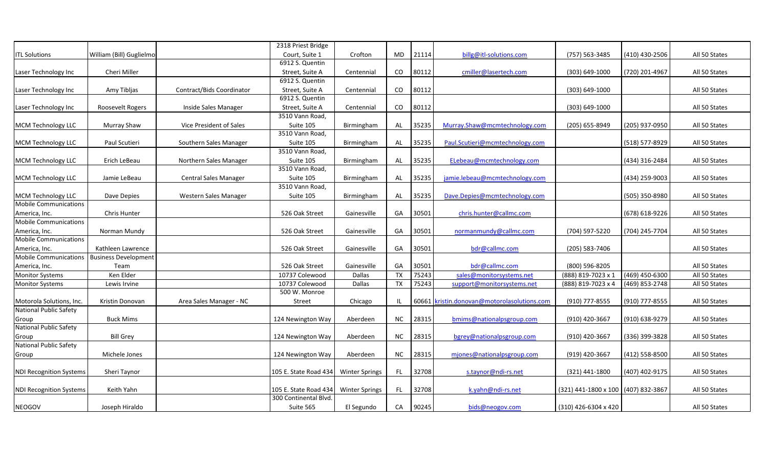| | | | | | | | | | | |
|---|---|---|---|---|---|---|---|---|---|---|
| ITL Solutions | William (Bill) Guglielmo | | 2318 Priest Bridge Court, Suite 1 | Crofton | MD | 21114 | billg@itl-solutions.com | (757) 563-3485 | (410) 430-2506 | All 50 States |
| Laser Technology Inc | Cheri Miller | | 6912 S. Quentin Street, Suite A | Centennial | CO | 80112 | cmiller@lasertech.com | (303) 649-1000 | (720) 201-4967 | All 50 States |
| Laser Technology Inc | Amy Tibljas | Contract/Bids Coordinator | 6912 S. Quentin Street, Suite A | Centennial | CO | 80112 | | (303) 649-1000 | | All 50 States |
| Laser Technology Inc | Roosevelt Rogers | Inside Sales Manager | 6912 S. Quentin Street, Suite A | Centennial | CO | 80112 | | (303) 649-1000 | | All 50 States |
| MCM Technology LLC | Murray Shaw | Vice President of Sales | 3510 Vann Road, Suite 105 | Birmingham | AL | 35235 | Murray.Shaw@mcmtechnology.com | (205) 655-8949 | (205) 937-0950 | All 50 States |
| MCM Technology LLC | Paul Scutieri | Southern Sales Manager | 3510 Vann Road, Suite 105 | Birmingham | AL | 35235 | Paul.Scutieri@mcmtechnology.com | | (518) 577-8929 | All 50 States |
| MCM Technology LLC | Erich LeBeau | Northern Sales Manager | 3510 Vann Road, Suite 105 | Birmingham | AL | 35235 | ELebeau@mcmtechnology.com | | (434) 316-2484 | All 50 States |
| MCM Technology LLC | Jamie LeBeau | Central Sales Manager | 3510 Vann Road, Suite 105 | Birmingham | AL | 35235 | jamie.lebeau@mcmtechnology.com | | (434) 259-9003 | All 50 States |
| MCM Technology LLC | Dave Depies | Western Sales Manager | 3510 Vann Road, Suite 105 | Birmingham | AL | 35235 | Dave.Depies@mcmtechnology.com | | (505) 350-8980 | All 50 States |
| Mobile Communications America, Inc. | Chris Hunter | | 526 Oak Street | Gainesville | GA | 30501 | chris.hunter@callmc.com | | (678) 618-9226 | All 50 States |
| Mobile Communications America, Inc. | Norman Mundy | | 526 Oak Street | Gainesville | GA | 30501 | normanmundy@callmc.com | (704) 597-5220 | (704) 245-7704 | All 50 States |
| Mobile Communications America, Inc. | Kathleen Lawrence | | 526 Oak Street | Gainesville | GA | 30501 | bdr@callmc.com | (205) 583-7406 | | All 50 States |
| Mobile Communications America, Inc. | Business Development Team | | 526 Oak Street | Gainesville | GA | 30501 | bdr@callmc.com | (800) 596-8205 | | All 50 States |
| Monitor Systems | Ken Elder | | 10737 Colewood | Dallas | TX | 75243 | sales@monitorsystems.net | (888) 819-7023 x 1 | (469) 450-6300 | All 50 States |
| Monitor Systems | Lewis Irvine | | 10737 Colewood | Dallas | TX | 75243 | support@monitorsystems.net | (888) 819-7023 x 4 | (469) 853-2748 | All 50 States |
| Motorola Solutions, Inc. | Kristin Donovan | Area Sales Manager - NC | 500 W. Monroe Street | Chicago | IL | 60661 | kristin.donovan@motorolasolutions.com | (910) 777-8555 | (910) 777-8555 | All 50 States |
| National Public Safety Group | Buck Mims | | 124 Newington Way | Aberdeen | NC | 28315 | bmims@nationalpsgroup.com | (910) 420-3667 | (910) 638-9279 | All 50 States |
| National Public Safety Group | Bill Grey | | 124 Newington Way | Aberdeen | NC | 28315 | bgrey@nationalpsgroup.com | (910) 420-3667 | (336) 399-3828 | All 50 States |
| National Public Safety Group | Michele Jones | | 124 Newington Way | Aberdeen | NC | 28315 | mjones@nationalpsgroup.com | (919) 420-3667 | (412) 558-8500 | All 50 States |
| NDI Recognition Systems | Sheri Taynor | | 105 E. State Road 434 | Winter Springs | FL | 32708 | s.taynor@ndi-rs.net | (321) 441-1800 | (407) 402-9175 | All 50 States |
| NDI Recognition Systems | Keith Yahn | | 105 E. State Road 434 | Winter Springs | FL | 32708 | k.yahn@ndi-rs.net | (321) 441-1800 x 100 | (407) 832-3867 | All 50 States |
| NEOGOV | Joseph Hiraldo | | 300 Continental Blvd. Suite 565 | El Segundo | CA | 90245 | bids@neogov.com | (310) 426-6304 x 420 | | All 50 States |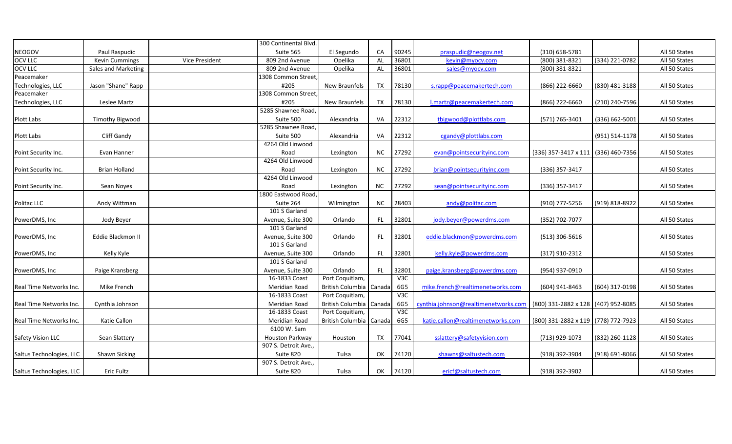| | | | | | | | | | | |
|---|---|---|---|---|---|---|---|---|---|---|
| NEOGOV | Paul Raspudic | | 300 Continental Blvd. Suite 565 | El Segundo | CA | 90245 | praspudic@neogov.net | (310) 658-5781 | | All 50 States |
| OCV LLC | Kevin Cummings | Vice President | 809 2nd Avenue | Opelika | AL | 36801 | kevin@myocv.com | (800) 381-8321 | (334) 221-0782 | All 50 States |
| OCV LLC | Sales and Marketing | | 809 2nd Avenue | Opelika | AL | 36801 | sales@myocv.com | (800) 381-8321 | | All 50 States |
| Peacemaker Technologies, LLC | Jason "Shane" Rapp | | 1308 Common Street, #205 | New Braunfels | TX | 78130 | s.rapp@peacemakertech.com | (866) 222-6660 | (830) 481-3188 | All 50 States |
| Peacemaker Technologies, LLC | Leslee Martz | | 1308 Common Street, #205 | New Braunfels | TX | 78130 | l.martz@peacemakertech.com | (866) 222-6660 | (210) 240-7596 | All 50 States |
| Plott Labs | Timothy Bigwood | | 5285 Shawnee Road, Suite 500 | Alexandria | VA | 22312 | tbigwood@plottlabs.com | (571) 765-3401 | (336) 662-5001 | All 50 States |
| Plott Labs | Cliff Gandy | | 5285 Shawnee Road, Suite 500 | Alexandria | VA | 22312 | cgandy@plottlabs.com | | (951) 514-1178 | All 50 States |
| Point Security Inc. | Evan Hanner | | 4264 Old Linwood Road | Lexington | NC | 27292 | evan@pointsecurityinc.com | (336) 357-3417 x 111 | (336) 460-7356 | All 50 States |
| Point Security Inc. | Brian Holland | | 4264 Old Linwood Road | Lexington | NC | 27292 | brian@pointsecurityinc.com | (336) 357-3417 | | All 50 States |
| Point Security Inc. | Sean Noyes | | 4264 Old Linwood Road | Lexington | NC | 27292 | sean@pointsecurityinc.com | (336) 357-3417 | | All 50 States |
| Politac LLC | Andy Wittman | | 1800 Eastwood Road, Suite 264 | Wilmington | NC | 28403 | andy@politac.com | (910) 777-5256 | (919) 818-8922 | All 50 States |
| PowerDMS, Inc | Jody Beyer | | 101 S Garland Avenue, Suite 300 | Orlando | FL | 32801 | jody.beyer@powerdms.com | (352) 702-7077 | | All 50 States |
| PowerDMS, Inc | Eddie Blackmon II | | 101 S Garland Avenue, Suite 300 | Orlando | FL | 32801 | eddie.blackmon@powerdms.com | (513) 306-5616 | | All 50 States |
| PowerDMS, Inc | Kelly Kyle | | 101 S Garland Avenue, Suite 300 | Orlando | FL | 32801 | kelly.kyle@powerdms.com | (317) 910-2312 | | All 50 States |
| PowerDMS, Inc | Paige Kransberg | | 101 S Garland Avenue, Suite 300 | Orlando | FL | 32801 | paige.kransberg@powerdms.com | (954) 937-0910 | | All 50 States |
| Real Time Networks Inc. | Mike French | | 16-1833 Coast Meridian Road | Port Coquitlam, British Columbia | Canada | V3C 6G5 | mike.french@realtimenetworks.com | (604) 941-8463 | (604) 317-0198 | All 50 States |
| Real Time Networks Inc. | Cynthia Johnson | | 16-1833 Coast Meridian Road | Port Coquitlam, British Columbia | Canada | V3C 6G5 | cynthia.johnson@realtimenetworks.com | (800) 331-2882 x 128 | (407) 952-8085 | All 50 States |
| Real Time Networks Inc. | Katie Callon | | 16-1833 Coast Meridian Road | Port Coquitlam, British Columbia | Canada | V3C 6G5 | katie.callon@realtimenetworks.com | (800) 331-2882 x 119 | (778) 772-7923 | All 50 States |
| Safety Vision LLC | Sean Slattery | | 6100 W. Sam Houston Parkway | Houston | TX | 77041 | sslattery@safetyvision.com | (713) 929-1073 | (832) 260-1128 | All 50 States |
| Saltus Technologies, LLC | Shawn Sicking | | 907 S. Detroit Ave., Suite 820 | Tulsa | OK | 74120 | shawns@saltustech.com | (918) 392-3904 | (918) 691-8066 | All 50 States |
| Saltus Technologies, LLC | Eric Fultz | | 907 S. Detroit Ave., Suite 820 | Tulsa | OK | 74120 | ericf@saltustech.com | (918) 392-3902 | | All 50 States |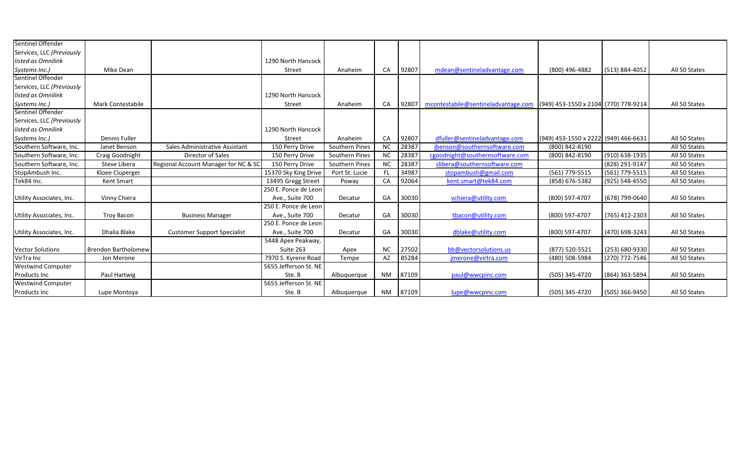| | | | | | | | | | | |
|---|---|---|---|---|---|---|---|---|---|---|
| Sentinel Offender Services, LLC *(Previously listed as Omnilink Systems Inc.)* | Mike Dean | | 1290 North Hancock Street | Anaheim | CA | 92807 | mdean@sentineladvantage.com | (800) 496-4882 | (513) 884-4052 | All 50 States |
| Sentinel Offender Services, LLC *(Previously listed as Omnilink Systems Inc.)* | Mark Contestabile | | 1290 North Hancock Street | Anaheim | CA | 92807 | mcontestabile@sentineladvantage.com | (949) 453-1550 x 2104 | (770) 778-9214 | All 50 States |
| Sentinel Offender Services, LLC *(Previously listed as Omnilink Systems Inc.)* | Dennis Fuller | | 1290 North Hancock Street | Anaheim | CA | 92807 | dfuller@sentineladvantage.com | (949) 453-1550 x 2222 | (949) 466-6631 | All 50 States |
| Southern Software, Inc. | Janet Benson | Sales Administrative Assistant | 150 Perry Drive | Southern Pines | NC | 28387 | jbenson@southernsoftware.com | (800) 842-8190 | | All 50 States |
| Southern Software, Inc. | Craig Goodnight | Director of Sales | 150 Perry Drive | Southern Pines | NC | 28387 | cgoodnight@southernsoftware.com | (800) 842-8190 | (910) 638-1935 | All 50 States |
| Southern Software, Inc. | Steve Libera | Regional Account Manager for NC & SC | 150 Perry Drive | Southern Pines | NC | 28387 | slibera@southernsoftware.com | | (828) 291-9147 | All 50 States |
| StopAmbush Inc. | Kloee Ciuperger | | 15370 Sky King Drive | Port St. Lucie | FL | 34987 | stopambush@gmail.com | (561) 779-5515 | (561) 779-5515 | All 50 States |
| Tek84 Inc. | Kent Smart | | 13495 Gregg Street | Poway | CA | 92064 | kent.smart@tek84.com | (858) 676-5382 | (925) 548-4550 | All 50 States |
| Utility Associates, Inc. | Vinny Chiera | | 250 E. Ponce de Leon Ave., Suite 700 | Decatur | GA | 30030 | vchiera@utility.com | (800) 597-4707 | (678) 799-0640 | All 50 States |
| Utility Associates, Inc. | Troy Bacon | Business Manager | 250 E. Ponce de Leon Ave., Suite 700 | Decatur | GA | 30030 | tbacon@utility.com | (800) 597-4707 | (765) 412-2303 | All 50 States |
| Utility Associates, Inc. | Dhalia Blake | Customer Support Specialist | 250 E. Ponce de Leon Ave., Suite 700 | Decatur | GA | 30030 | dblake@utility.com | (800) 597-4707 | (470) 698-3243 | All 50 States |
| Vector Solutions | Brendon Bartholomew | | 5448 Apex Peakway, Suite 263 | Apex | NC | 27502 | bb@vectorsolutions.us | (877) 520-5521 | (253) 680-9330 | All 50 States |
| VirTra Inc | Jon Merone | | 7970 S. Kyrene Road | Tempe | AZ | 85284 | jmerone@virtra.com | (480) 508-5984 | (270) 772-7546 | All 50 States |
| Westwind Computer Products Inc | Paul Hartwig | | 5655 Jefferson St. NE Ste. B | Albuquerque | NM | 87109 | paul@wwcpinc.com | (505) 345-4720 | (864) 363-5894 | All 50 States |
| Westwind Computer Products Inc | Lupe Montoya | | 5655 Jefferson St. NE Ste. B | Albuquerque | NM | 87109 | lupe@wwcpinc.com | (505) 345-4720 | (505) 366-9450 | All 50 States |